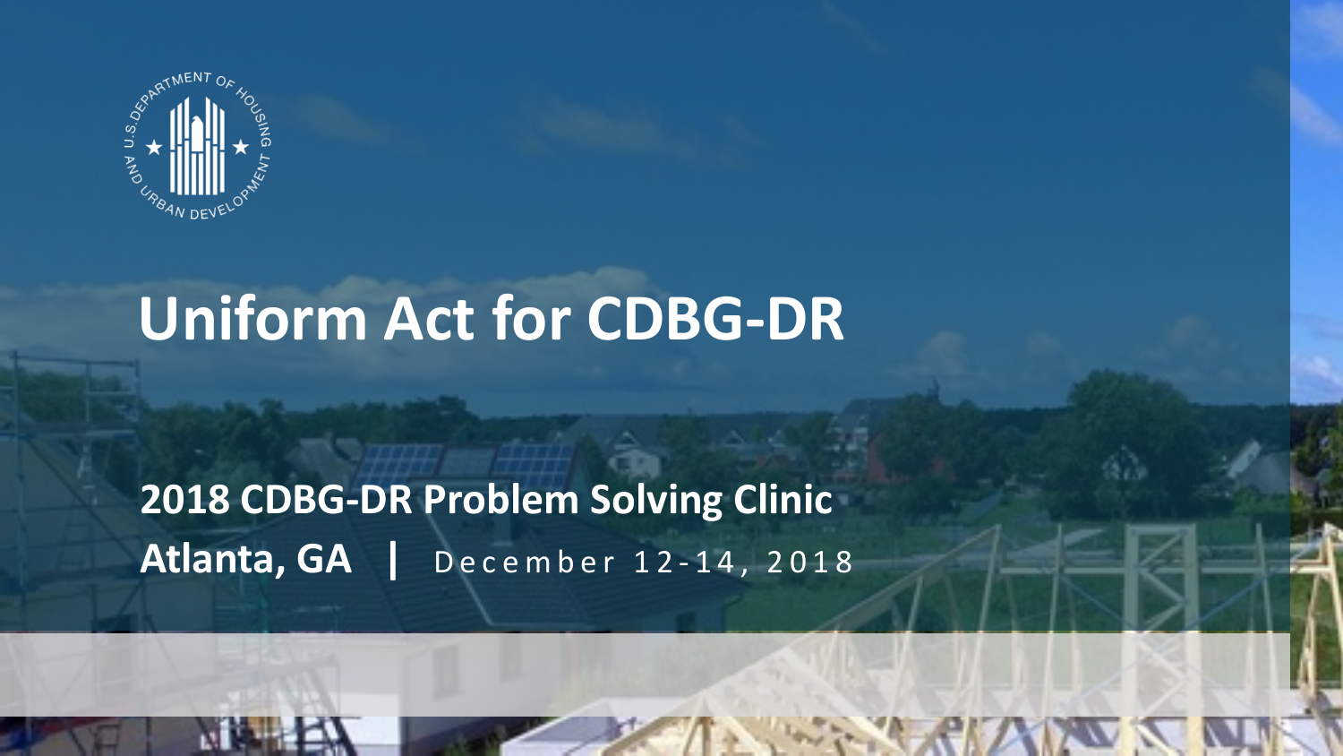# Uniform Act for CDBG-DR

**2018 CDBG-DR Problem Solving Clinic**

**Atlanta, GA** | December 12-14, 2018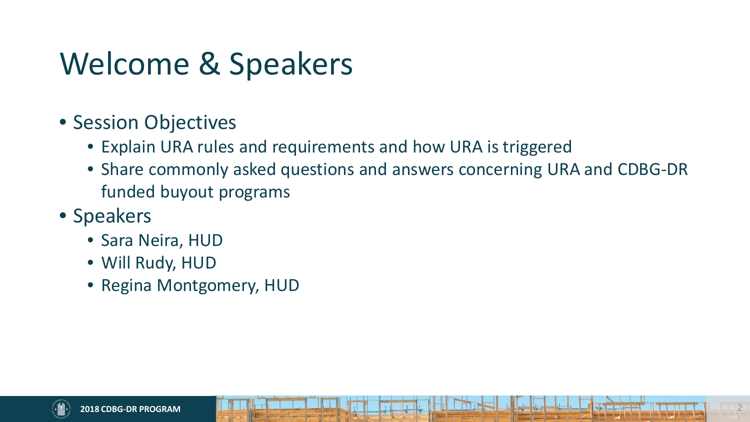# Welcome & Speakers

- Session Objectives
  - Explain URA rules and requirements and how URA is triggered
  - Share commonly asked questions and answers concerning URA and CDBG-DR funded buyout programs
- Speakers
  - Sara Neira, HUD
  - Will Rudy, HUD
  - Regina Montgomery, HUD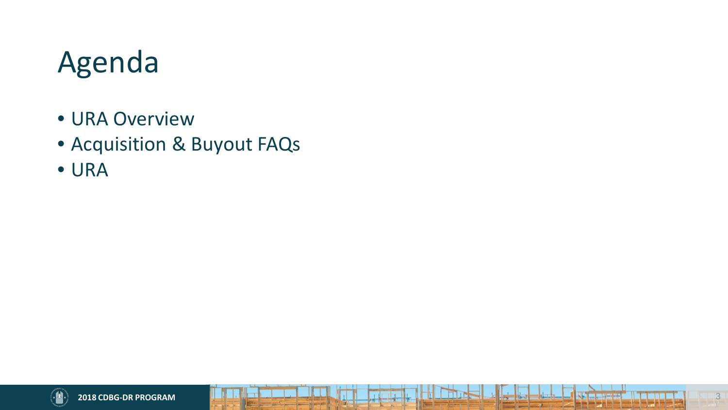# Agenda

- URA Overview
- Acquisition & Buyout FAQs
- URA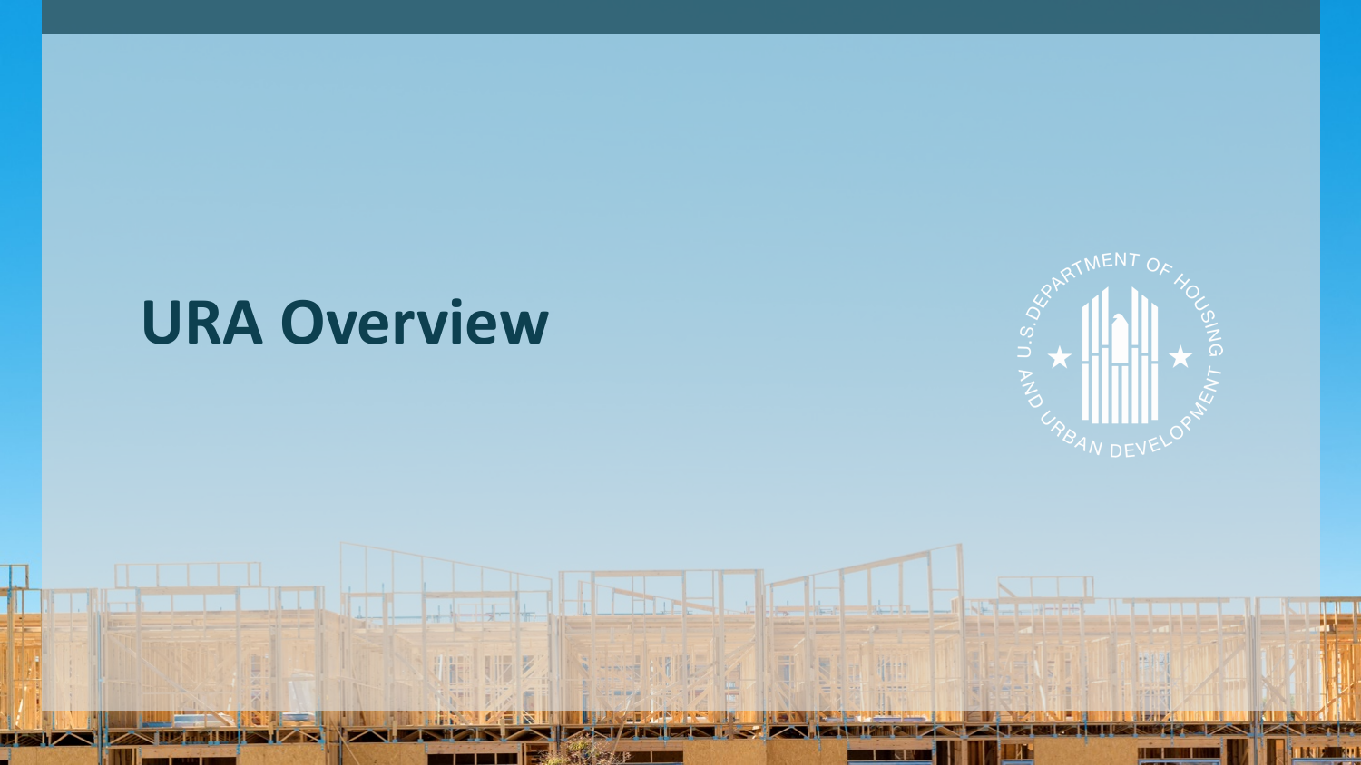# URA Overview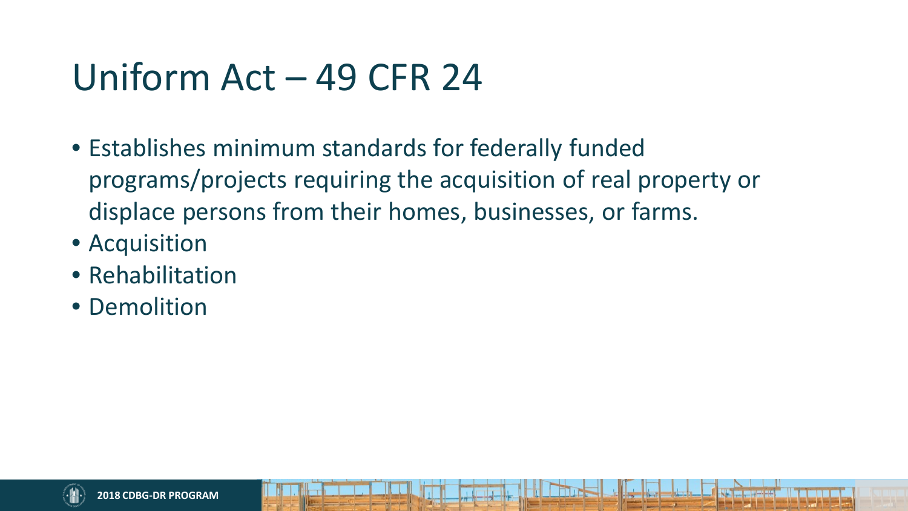# Uniform Act – 49 CFR 24

- Establishes minimum standards for federally funded programs/projects requiring the acquisition of real property or displace persons from their homes, businesses, or farms.
- Acquisition
- Rehabilitation
- Demolition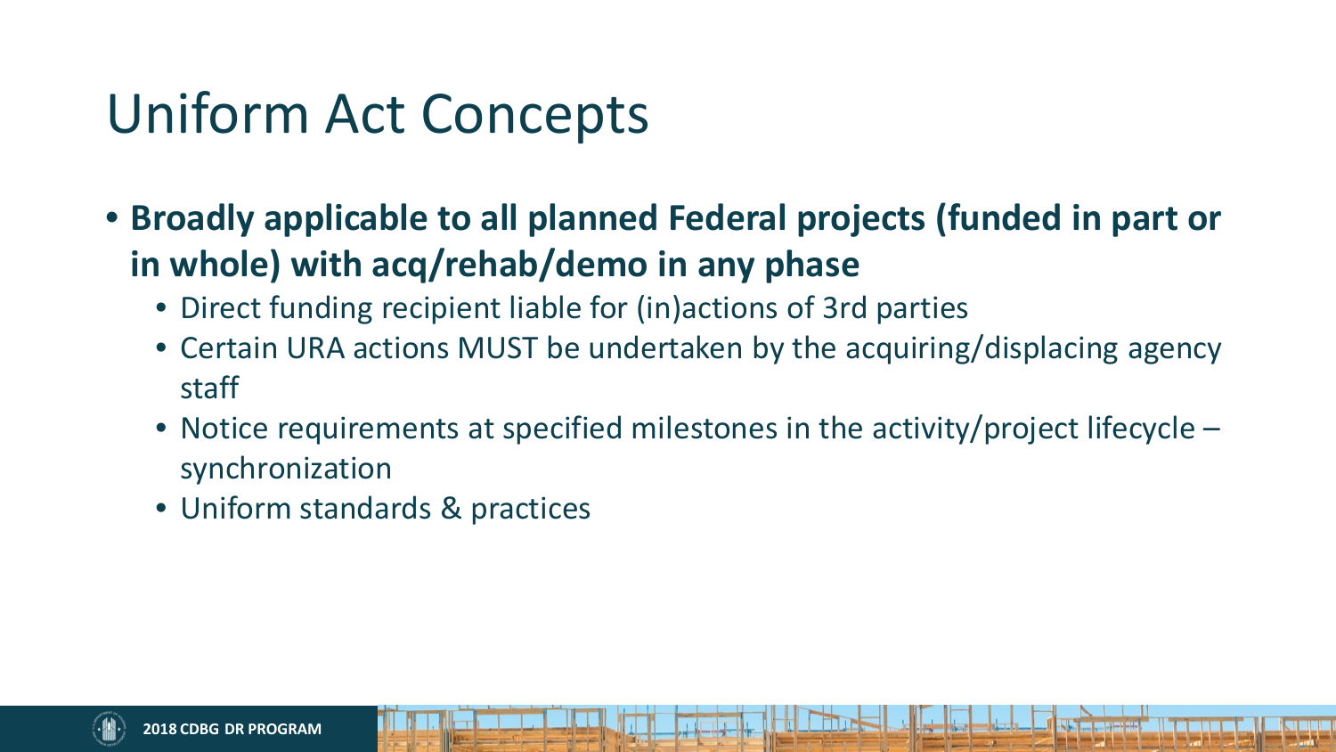# Uniform Act Concepts

- **Broadly applicable to all planned Federal projects (funded in part or in whole) with acq/rehab/demo in any phase**
  - Direct funding recipient liable for (in)actions of 3rd parties
  - Certain URA actions MUST be undertaken by the acquiring/displacing agency staff
  - Notice requirements at specified milestones in the activity/project lifecycle – synchronization
  - Uniform standards & practices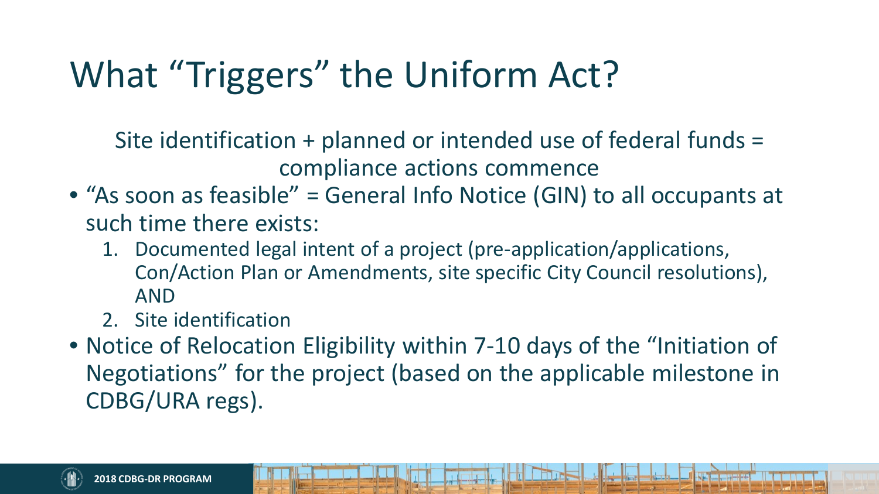# What "Triggers" the Uniform Act?

Site identification + planned or intended use of federal funds = compliance actions commence

- "As soon as feasible" = General Info Notice (GIN) to all occupants at such time there exists:
    1. Documented legal intent of a project (pre-application/applications, Con/Action Plan or Amendments, site specific City Council resolutions), AND
    2. Site identification
- Notice of Relocation Eligibility within 7-10 days of the "Initiation of Negotiations" for the project (based on the applicable milestone in CDBG/URA regs).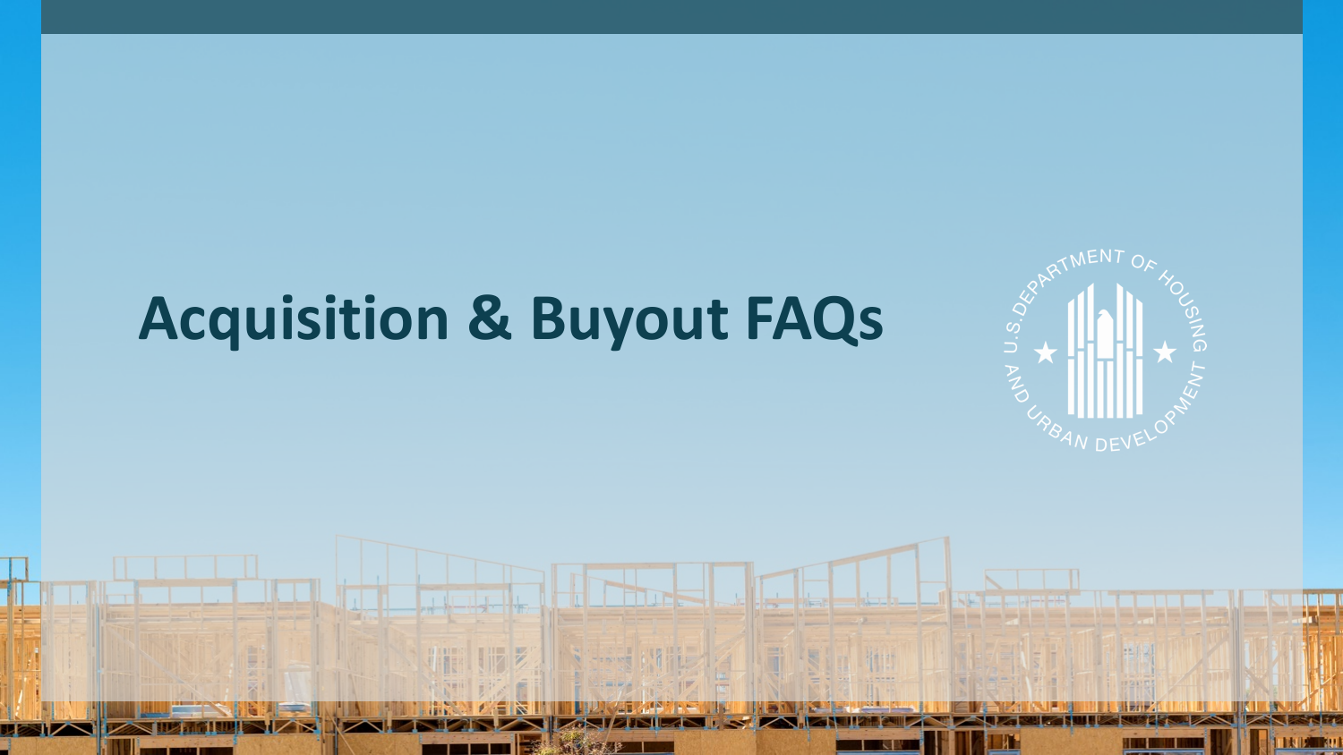# Acquisition & Buyout FAQs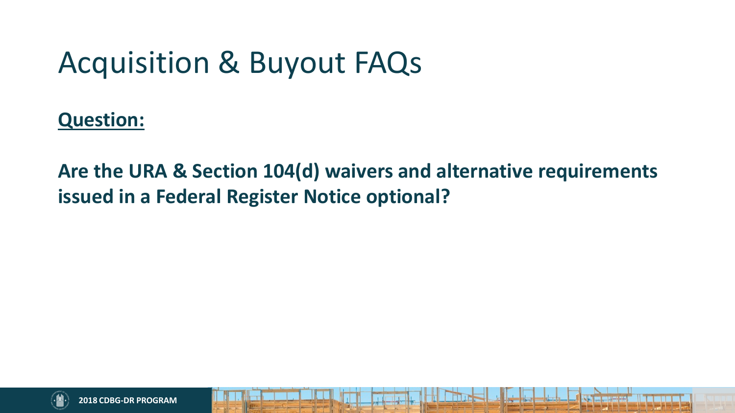# Acquisition & Buyout FAQs

**Question:**

**Are the URA & Section 104(d) waivers and alternative requirements issued in a Federal Register Notice optional?**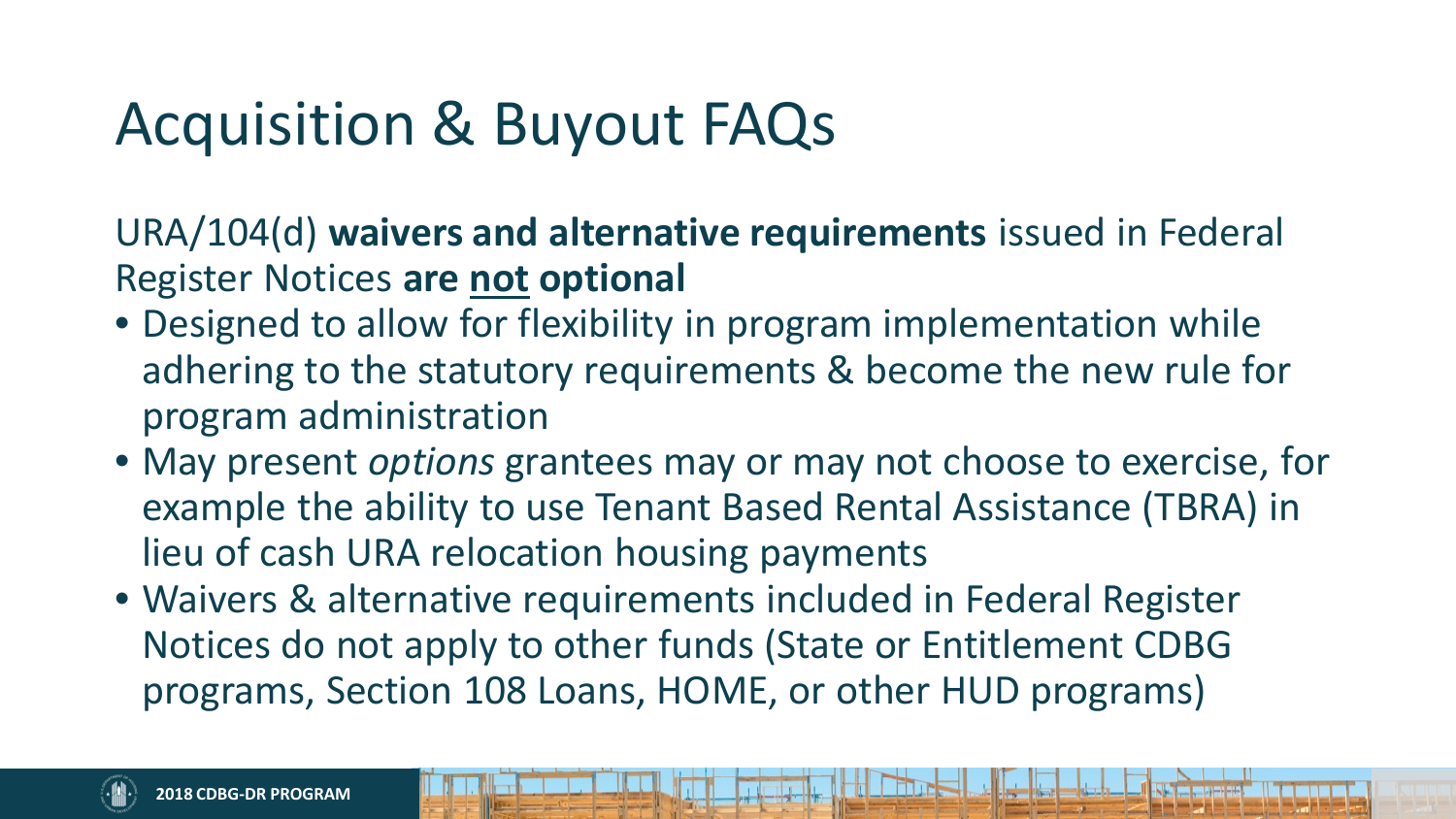# Acquisition & Buyout FAQs

URA/104(d) **waivers and alternative requirements** issued in Federal Register Notices **are <u>not</u> optional**

- Designed to allow for flexibility in program implementation while adhering to the statutory requirements & become the new rule for program administration
- May present *options* grantees may or may not choose to exercise, for example the ability to use Tenant Based Rental Assistance (TBRA) in lieu of cash URA relocation housing payments
- Waivers & alternative requirements included in Federal Register Notices do not apply to other funds (State or Entitlement CDBG programs, Section 108 Loans, HOME, or other HUD programs)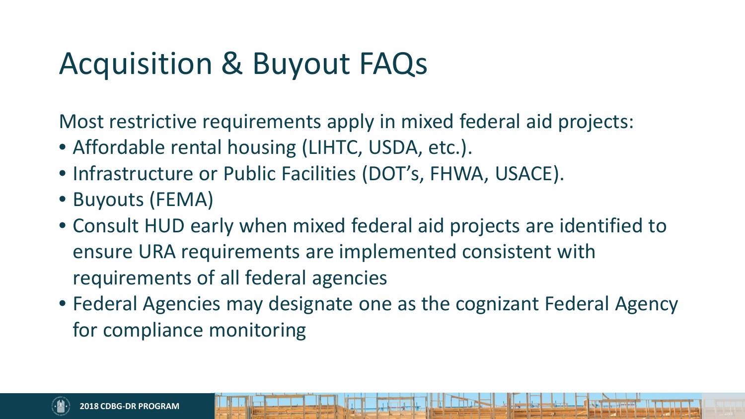# Acquisition & Buyout FAQs

Most restrictive requirements apply in mixed federal aid projects:

- Affordable rental housing (LIHTC, USDA, etc.).
- Infrastructure or Public Facilities (DOT's, FHWA, USACE).
- Buyouts (FEMA)
- Consult HUD early when mixed federal aid projects are identified to ensure URA requirements are implemented consistent with requirements of all federal agencies
- Federal Agencies may designate one as the cognizant Federal Agency for compliance monitoring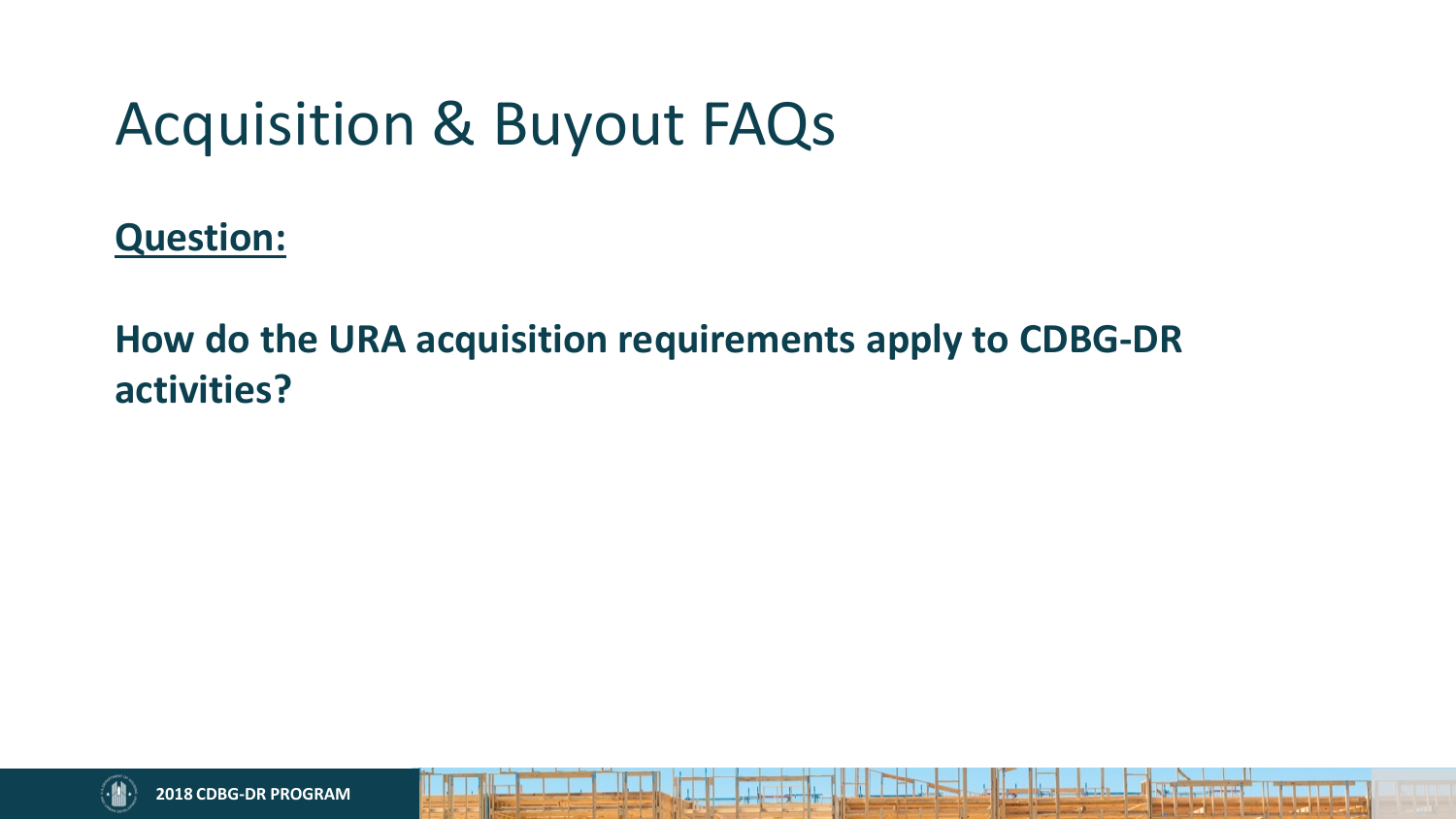# Acquisition & Buyout FAQs

**Question:**

**How do the URA acquisition requirements apply to CDBG-DR activities?**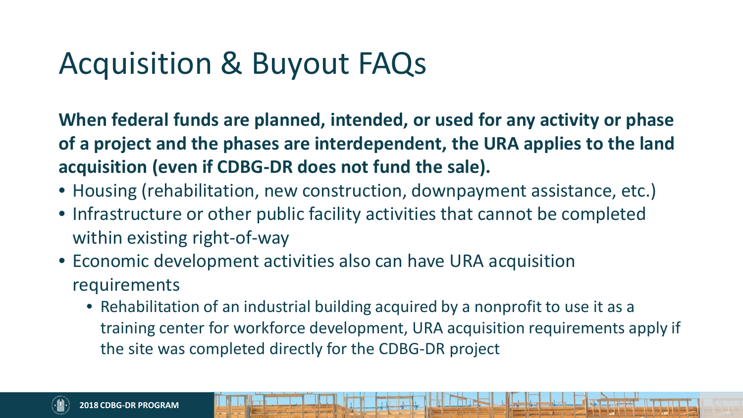# Acquisition & Buyout FAQs

**When federal funds are planned, intended, or used for any activity or phase of a project and the phases are interdependent, the URA applies to the land acquisition (even if CDBG-DR does not fund the sale).**

- Housing (rehabilitation, new construction, downpayment assistance, etc.)
- Infrastructure or other public facility activities that cannot be completed within existing right-of-way
- Economic development activities also can have URA acquisition requirements
  - Rehabilitation of an industrial building acquired by a nonprofit to use it as a training center for workforce development, URA acquisition requirements apply if the site was completed directly for the CDBG-DR project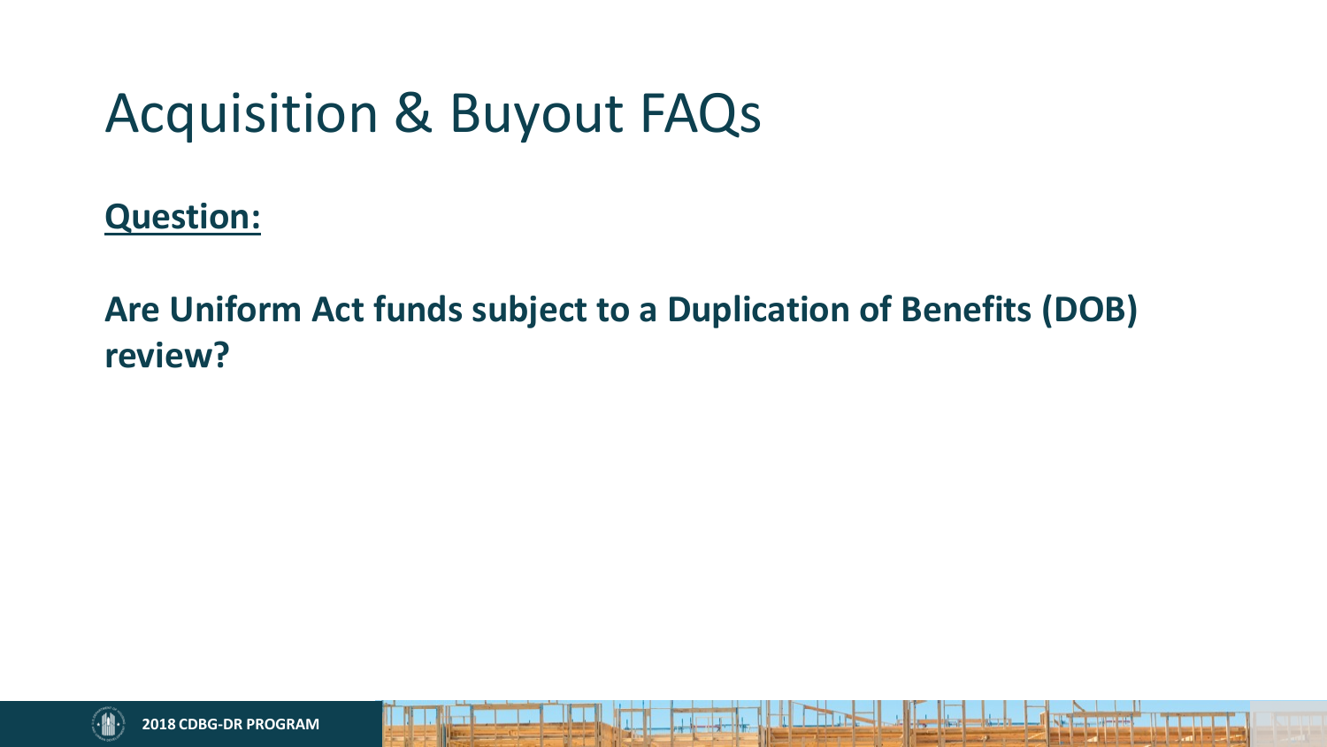# Acquisition & Buyout FAQs

**Question:**

**Are Uniform Act funds subject to a Duplication of Benefits (DOB) review?**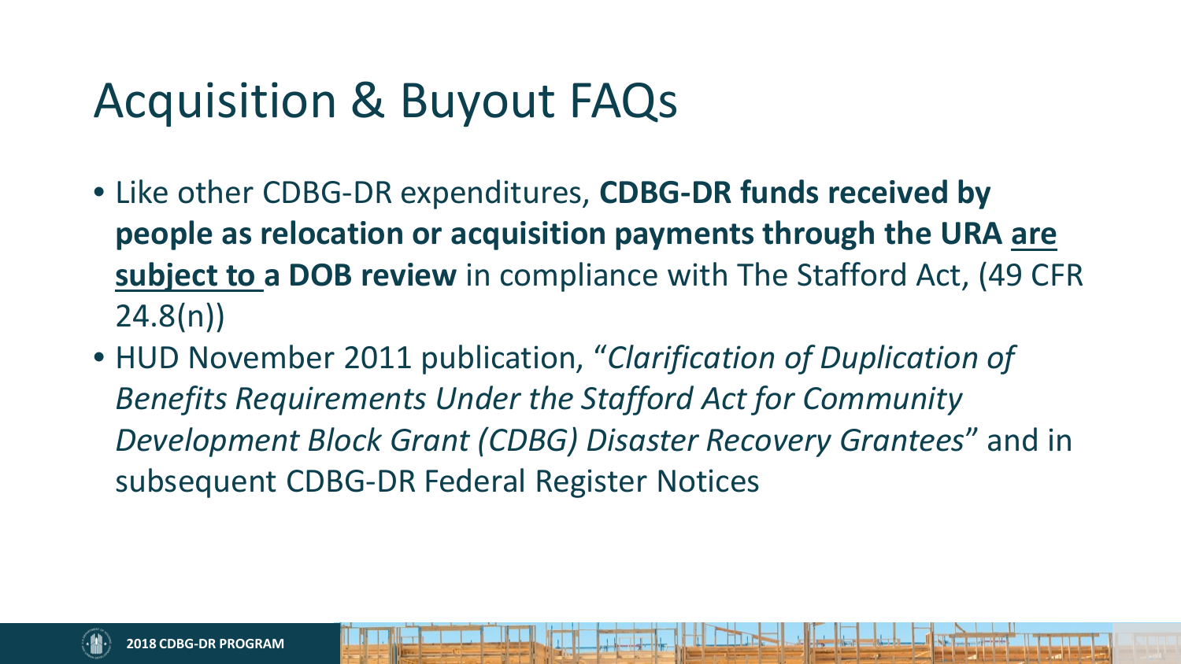# Acquisition & Buyout FAQs

- Like other CDBG-DR expenditures, **CDBG-DR funds received by people as relocation or acquisition payments through the URA <u>are subject to</u> a DOB review** in compliance with The Stafford Act, (49 CFR 24.8(n))
- HUD November 2011 publication, "*Clarification of Duplication of Benefits Requirements Under the Stafford Act for Community Development Block Grant (CDBG) Disaster Recovery Grantees*" and in subsequent CDBG-DR Federal Register Notices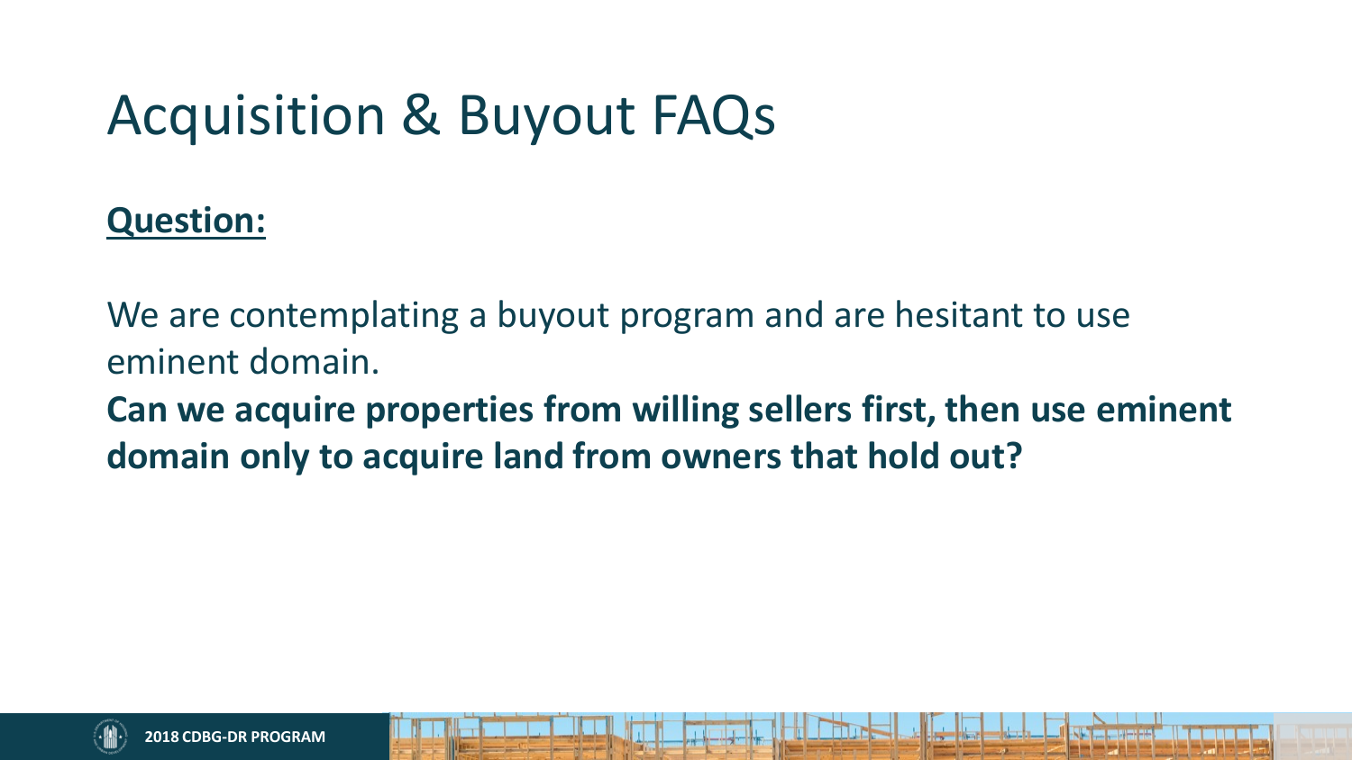# Acquisition & Buyout FAQs

**<u>Question:</u>**

We are contemplating a buyout program and are hesitant to use eminent domain.

**Can we acquire properties from willing sellers first, then use eminent domain only to acquire land from owners that hold out?**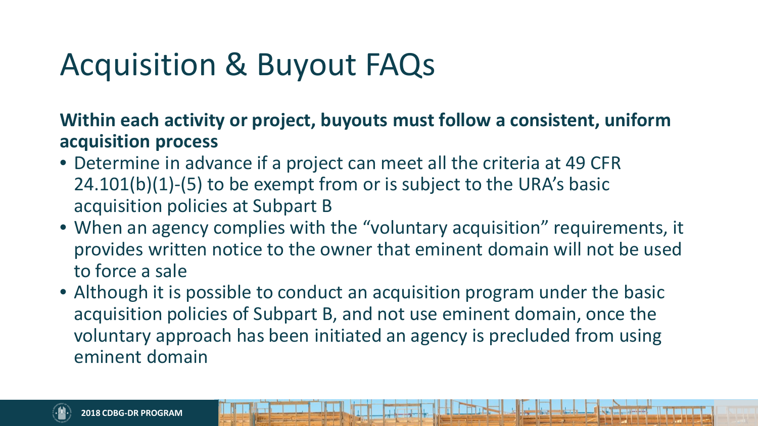# Acquisition & Buyout FAQs

**Within each activity or project, buyouts must follow a consistent, uniform acquisition process**

- Determine in advance if a project can meet all the criteria at 49 CFR 24.101(b)(1)-(5) to be exempt from or is subject to the URA's basic acquisition policies at Subpart B
- When an agency complies with the "voluntary acquisition" requirements, it provides written notice to the owner that eminent domain will not be used to force a sale
- Although it is possible to conduct an acquisition program under the basic acquisition policies of Subpart B, and not use eminent domain, once the voluntary approach has been initiated an agency is precluded from using eminent domain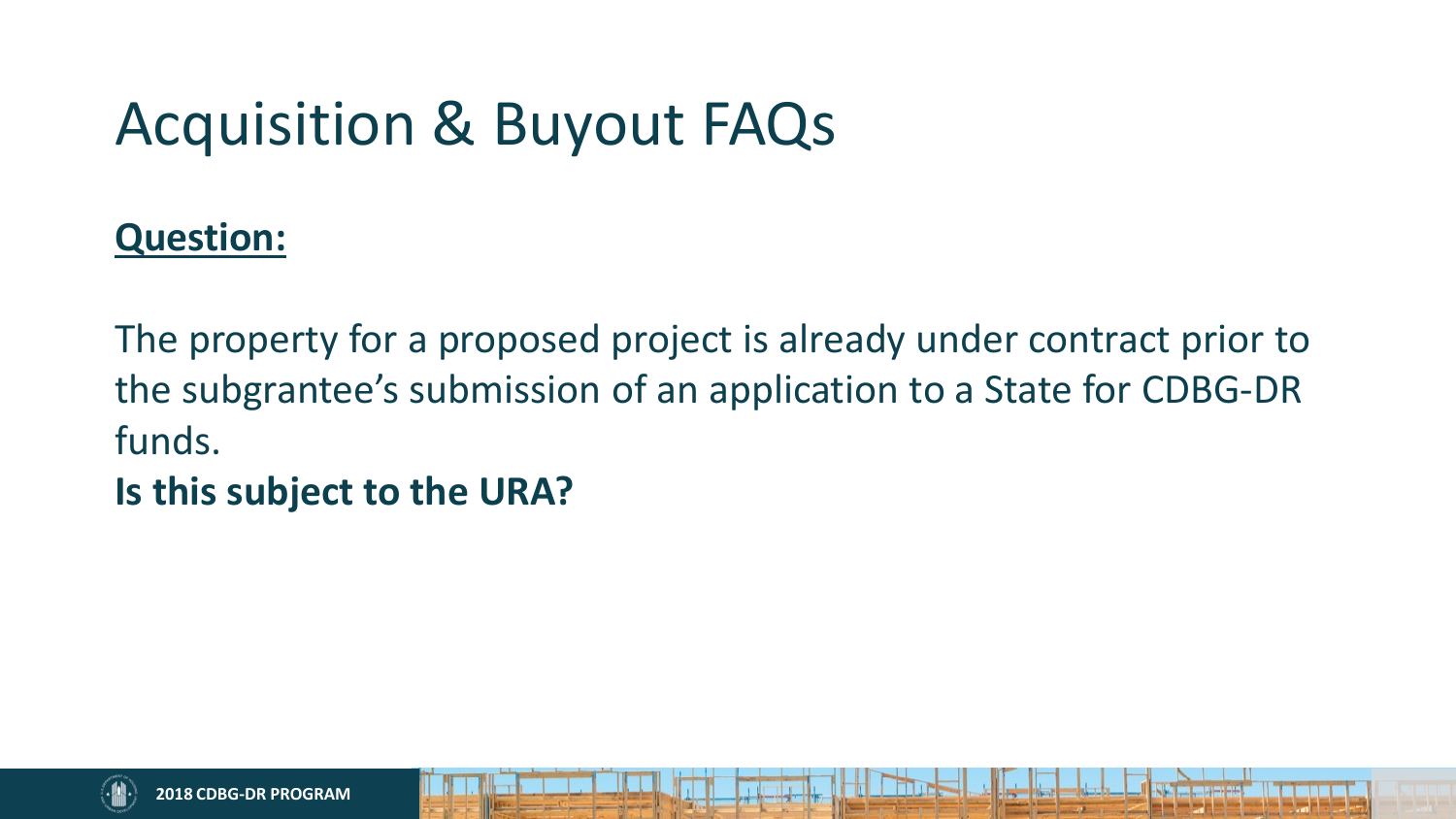# Acquisition & Buyout FAQs

**Question:**

The property for a proposed project is already under contract prior to the subgrantee's submission of an application to a State for CDBG-DR funds.

**Is this subject to the URA?**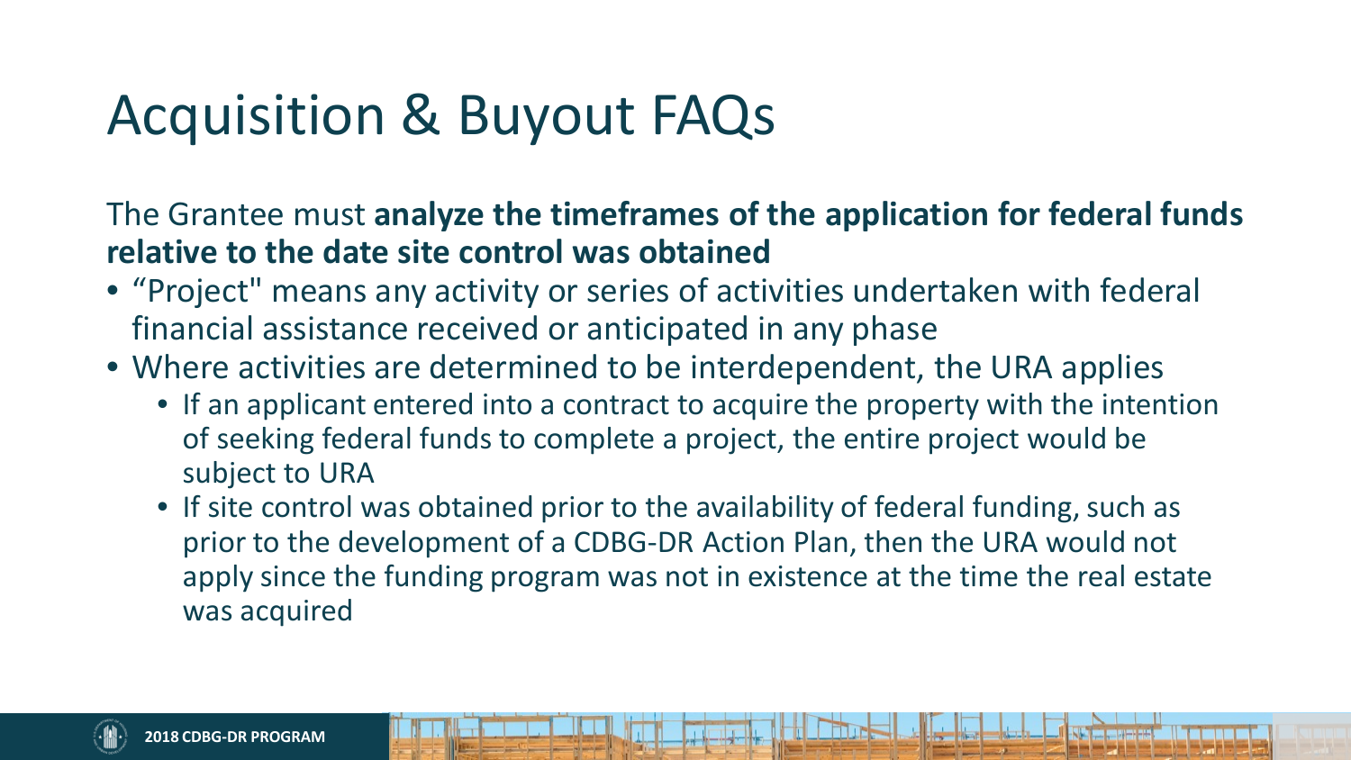# Acquisition & Buyout FAQs

The Grantee must **analyze the timeframes of the application for federal funds relative to the date site control was obtained**

- “Project" means any activity or series of activities undertaken with federal financial assistance received or anticipated in any phase
- Where activities are determined to be interdependent, the URA applies
  - If an applicant entered into a contract to acquire the property with the intention of seeking federal funds to complete a project, the entire project would be subject to URA
  - If site control was obtained prior to the availability of federal funding, such as prior to the development of a CDBG-DR Action Plan, then the URA would not apply since the funding program was not in existence at the time the real estate was acquired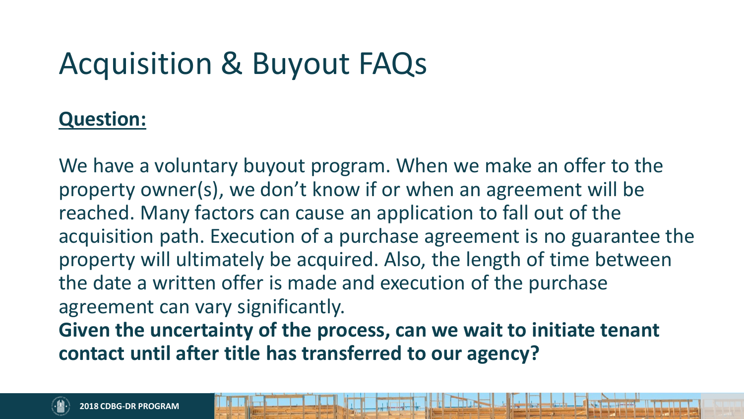# Acquisition & Buyout FAQs

**Question:**

We have a voluntary buyout program. When we make an offer to the property owner(s), we don't know if or when an agreement will be reached. Many factors can cause an application to fall out of the acquisition path. Execution of a purchase agreement is no guarantee the property will ultimately be acquired. Also, the length of time between the date a written offer is made and execution of the purchase agreement can vary significantly.

**Given the uncertainty of the process, can we wait to initiate tenant contact until after title has transferred to our agency?**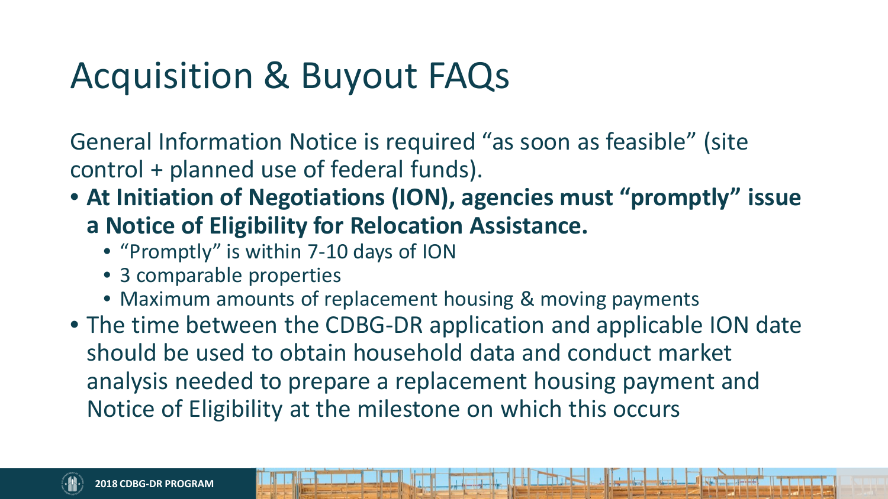# Acquisition & Buyout FAQs

General Information Notice is required "as soon as feasible" (site control + planned use of federal funds).

- **At Initiation of Negotiations (ION), agencies must "promptly" issue a Notice of Eligibility for Relocation Assistance.**
  - "Promptly" is within 7-10 days of ION
  - 3 comparable properties
  - Maximum amounts of replacement housing & moving payments
- The time between the CDBG-DR application and applicable ION date should be used to obtain household data and conduct market analysis needed to prepare a replacement housing payment and Notice of Eligibility at the milestone on which this occurs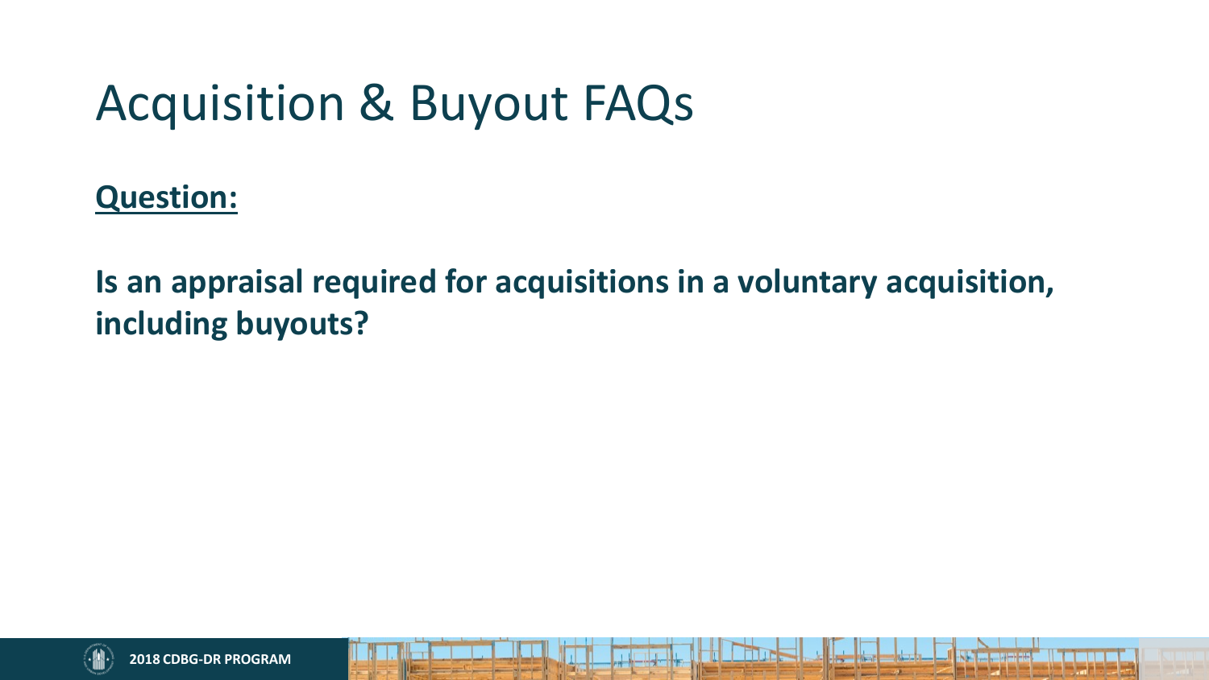# Acquisition & Buyout FAQs

**Question:**

**Is an appraisal required for acquisitions in a voluntary acquisition, including buyouts?**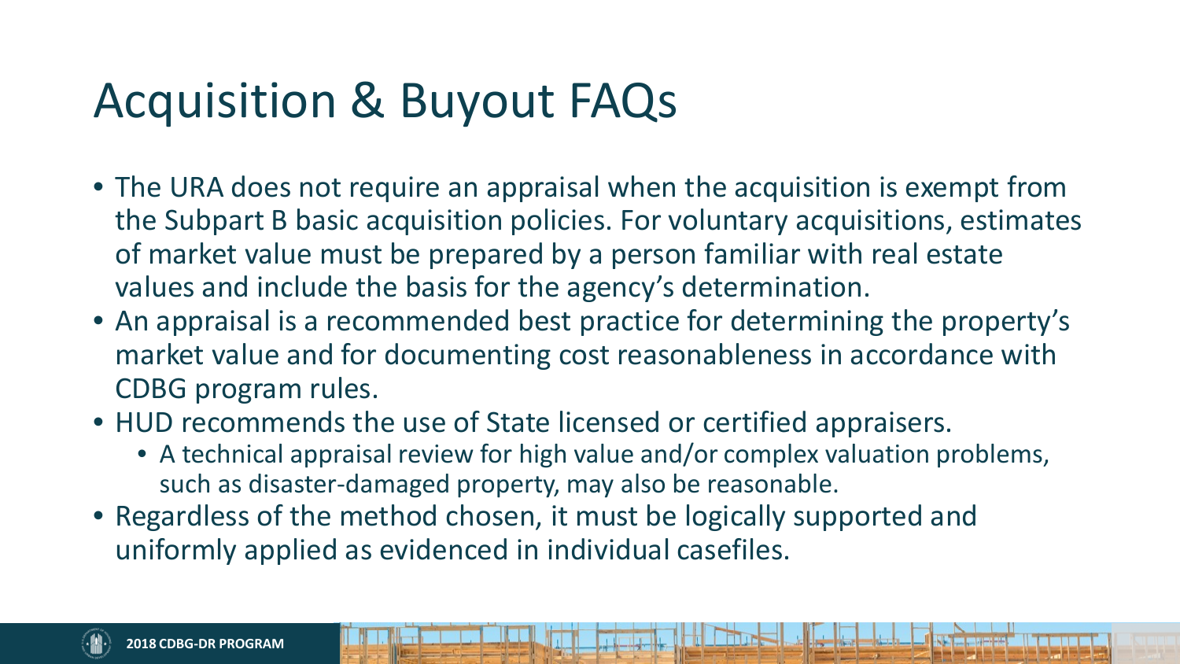# Acquisition & Buyout FAQs

- The URA does not require an appraisal when the acquisition is exempt from the Subpart B basic acquisition policies. For voluntary acquisitions, estimates of market value must be prepared by a person familiar with real estate values and include the basis for the agency's determination.
- An appraisal is a recommended best practice for determining the property's market value and for documenting cost reasonableness in accordance with CDBG program rules.
- HUD recommends the use of State licensed or certified appraisers.
  - A technical appraisal review for high value and/or complex valuation problems, such as disaster-damaged property, may also be reasonable.
- Regardless of the method chosen, it must be logically supported and uniformly applied as evidenced in individual casefiles.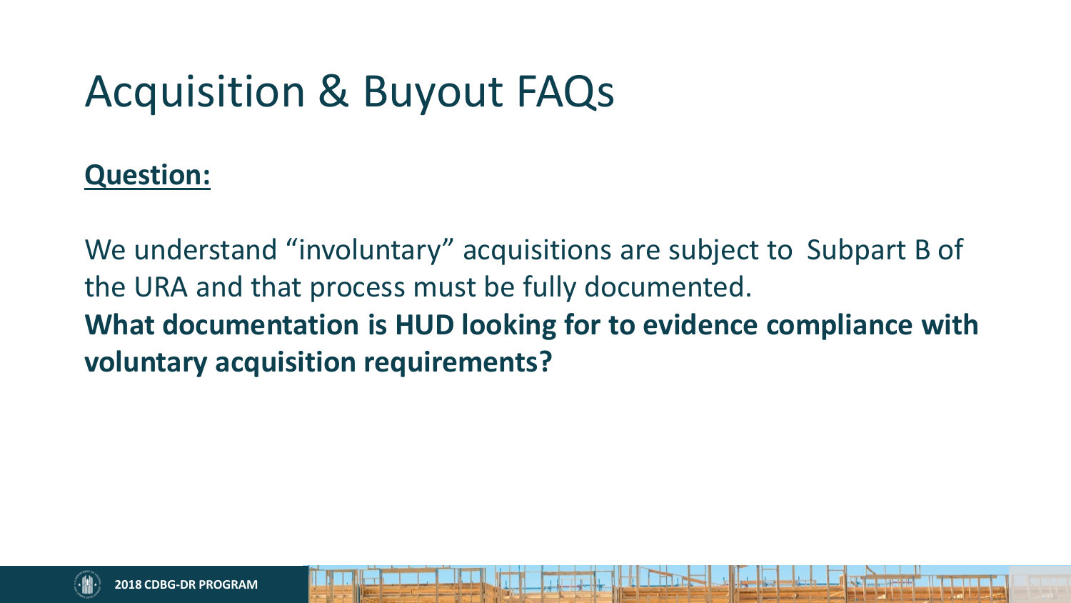# Acquisition & Buyout FAQs

**Question:**

We understand "involuntary" acquisitions are subject to Subpart B of the URA and that process must be fully documented.
**What documentation is HUD looking for to evidence compliance with voluntary acquisition requirements?**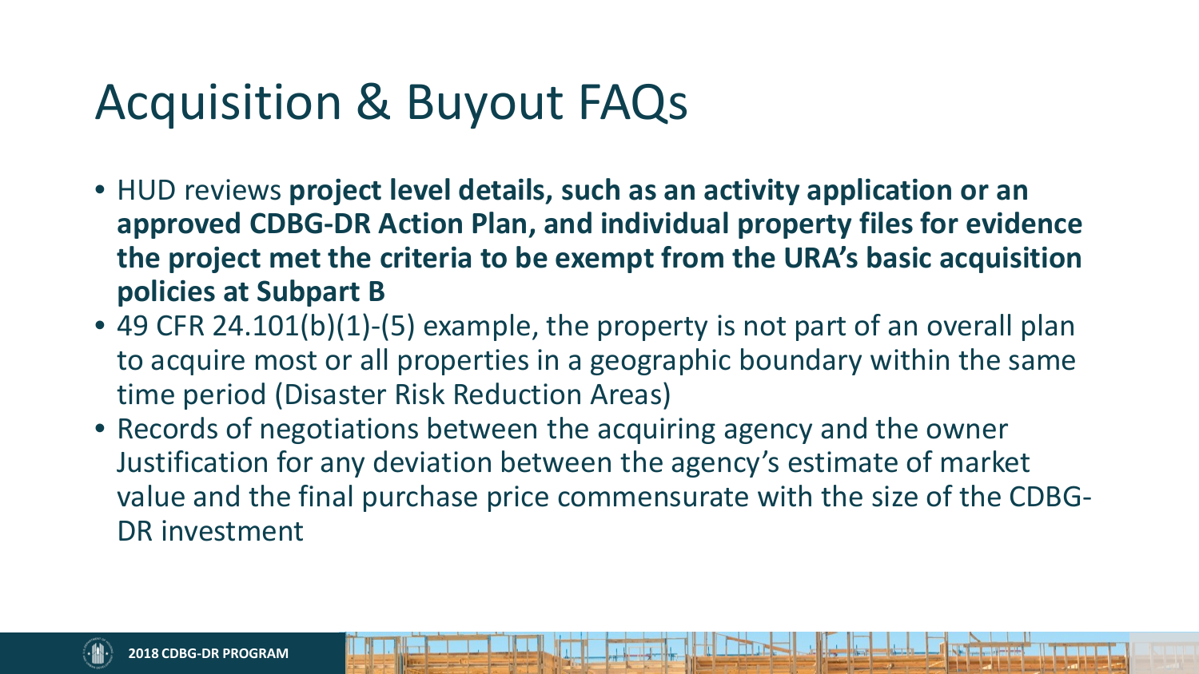# Acquisition & Buyout FAQs

- HUD reviews **project level details, such as an activity application or an approved CDBG-DR Action Plan, and individual property files for evidence the project met the criteria to be exempt from the URA's basic acquisition policies at Subpart B**
- 49 CFR 24.101(b)(1)-(5) example, the property is not part of an overall plan to acquire most or all properties in a geographic boundary within the same time period (Disaster Risk Reduction Areas)
- Records of negotiations between the acquiring agency and the owner Justification for any deviation between the agency's estimate of market value and the final purchase price commensurate with the size of the CDBG-DR investment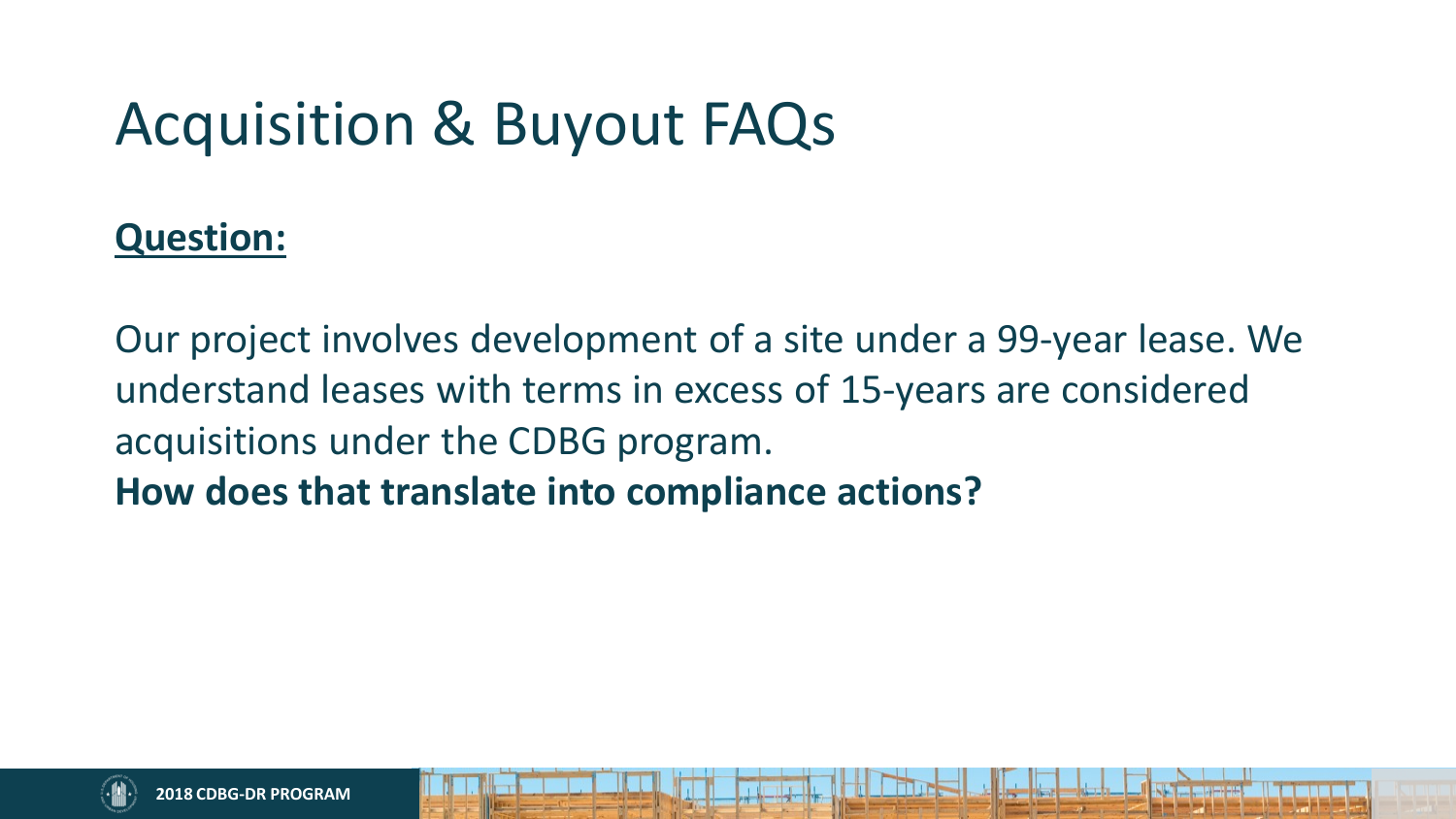# Acquisition & Buyout FAQs

**Question:**

Our project involves development of a site under a 99-year lease. We understand leases with terms in excess of 15-years are considered acquisitions under the CDBG program.
**How does that translate into compliance actions?**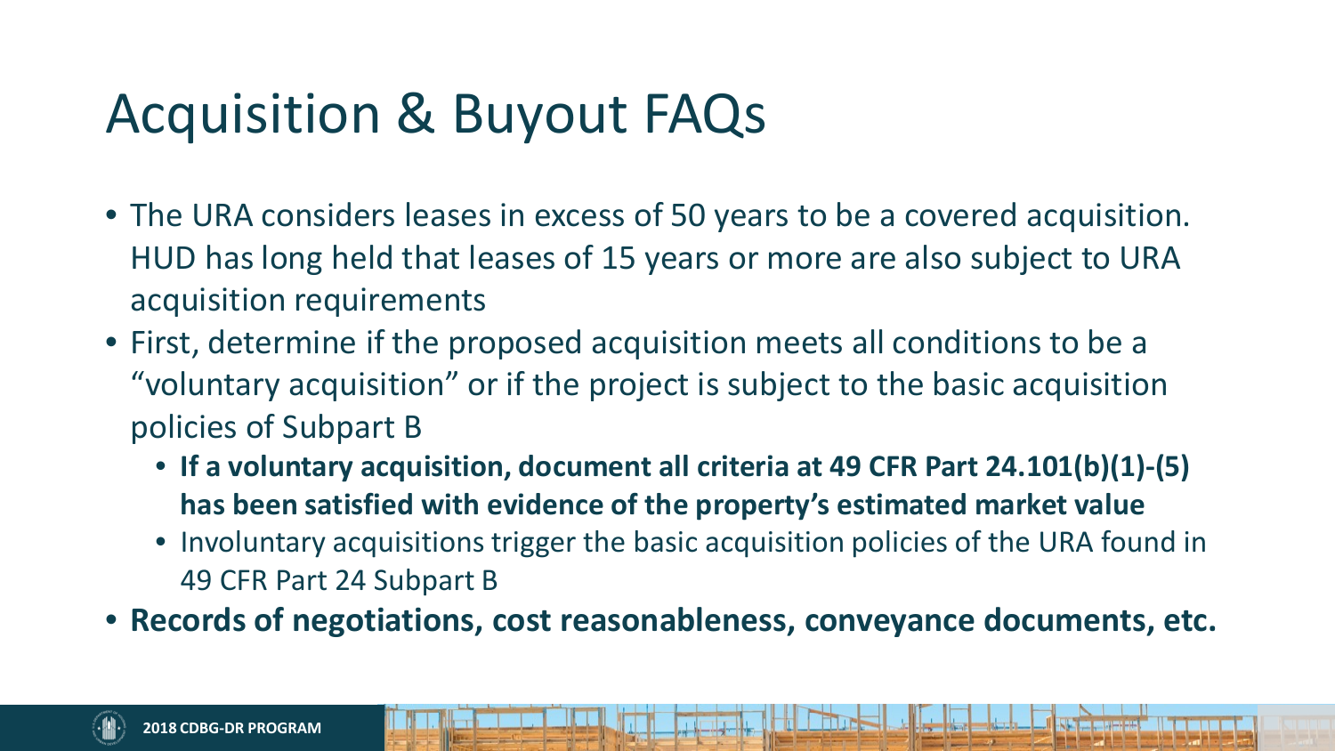# Acquisition & Buyout FAQs

- The URA considers leases in excess of 50 years to be a covered acquisition. HUD has long held that leases of 15 years or more are also subject to URA acquisition requirements
- First, determine if the proposed acquisition meets all conditions to be a "voluntary acquisition" or if the project is subject to the basic acquisition policies of Subpart B
  - **If a voluntary acquisition, document all criteria at 49 CFR Part 24.101(b)(1)-(5) has been satisfied with evidence of the property's estimated market value**
  - Involuntary acquisitions trigger the basic acquisition policies of the URA found in 49 CFR Part 24 Subpart B
- **Records of negotiations, cost reasonableness, conveyance documents, etc.**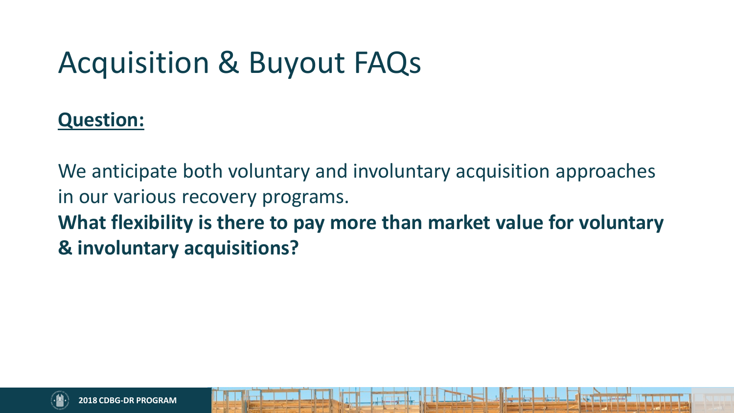# Acquisition & Buyout FAQs

**Question:**

We anticipate both voluntary and involuntary acquisition approaches in our various recovery programs.

**What flexibility is there to pay more than market value for voluntary & involuntary acquisitions?**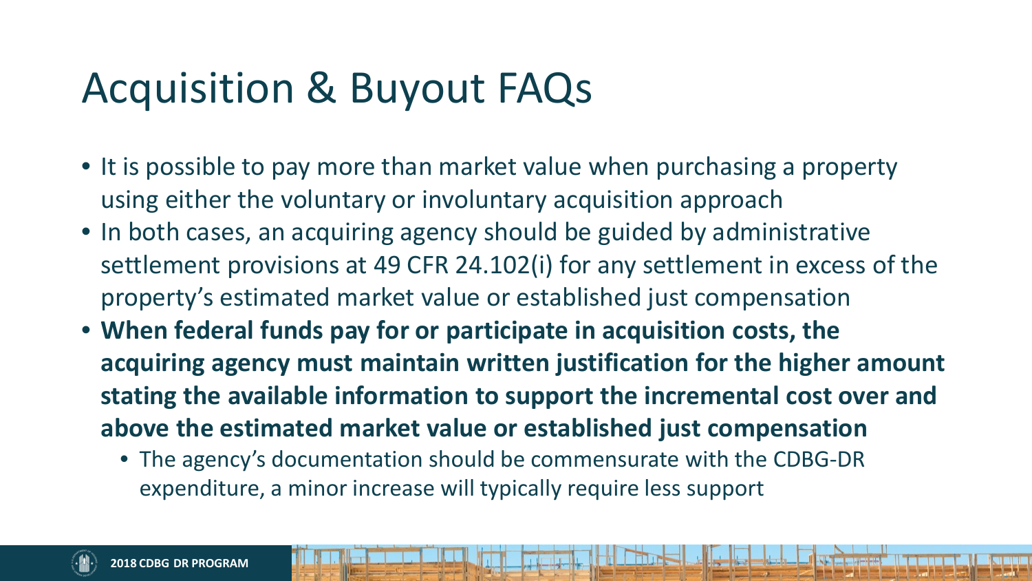# Acquisition & Buyout FAQs

- It is possible to pay more than market value when purchasing a property using either the voluntary or involuntary acquisition approach
- In both cases, an acquiring agency should be guided by administrative settlement provisions at 49 CFR 24.102(i) for any settlement in excess of the property's estimated market value or established just compensation
- **When federal funds pay for or participate in acquisition costs, the acquiring agency must maintain written justification for the higher amount stating the available information to support the incremental cost over and above the estimated market value or established just compensation**
  - The agency's documentation should be commensurate with the CDBG-DR expenditure, a minor increase will typically require less support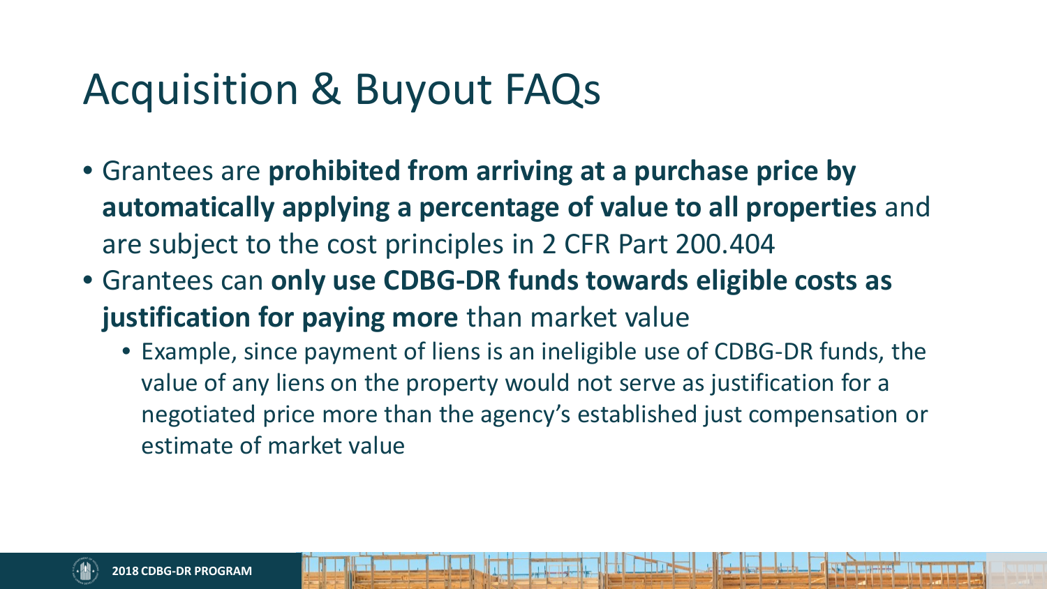# Acquisition & Buyout FAQs

- Grantees are **prohibited from arriving at a purchase price by automatically applying a percentage of value to all properties** and are subject to the cost principles in 2 CFR Part 200.404
- Grantees can **only use CDBG-DR funds towards eligible costs as justification for paying more** than market value
  - Example, since payment of liens is an ineligible use of CDBG-DR funds, the value of any liens on the property would not serve as justification for a negotiated price more than the agency's established just compensation or estimate of market value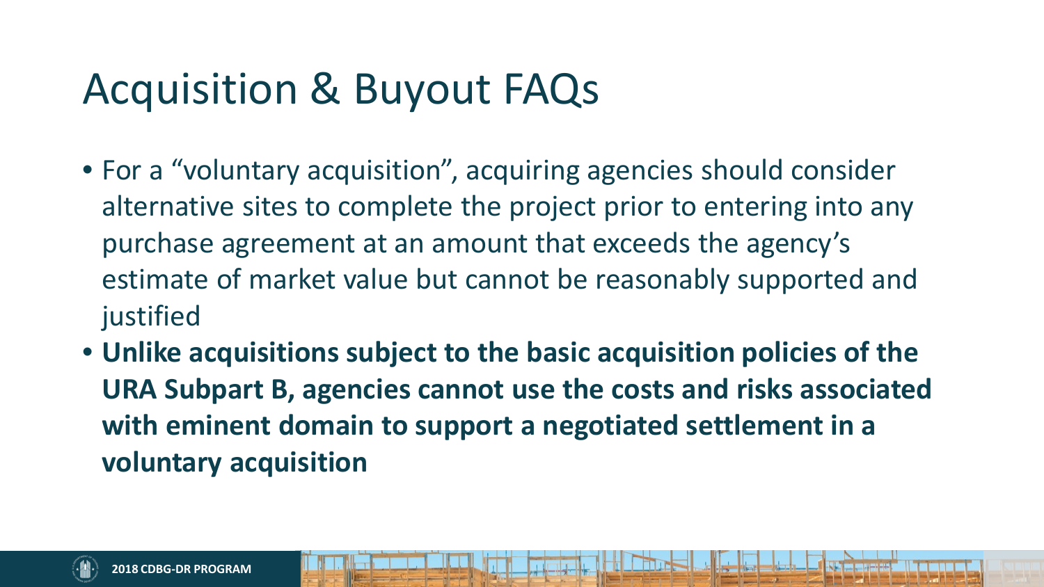# Acquisition & Buyout FAQs

- For a “voluntary acquisition”, acquiring agencies should consider alternative sites to complete the project prior to entering into any purchase agreement at an amount that exceeds the agency’s estimate of market value but cannot be reasonably supported and justified
- **Unlike acquisitions subject to the basic acquisition policies of the URA Subpart B, agencies cannot use the costs and risks associated with eminent domain to support a negotiated settlement in a voluntary acquisition**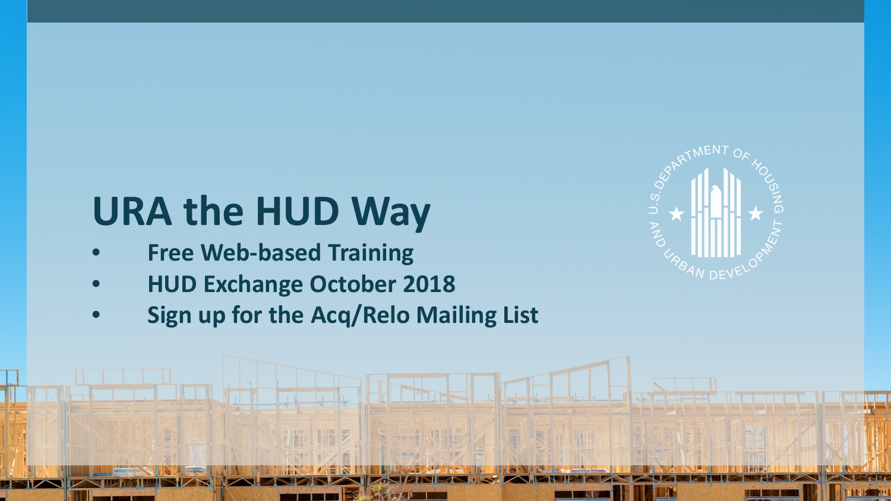# URA the HUD Way

- Free Web-based Training
- HUD Exchange October 2018
- Sign up for the Acq/Relo Mailing List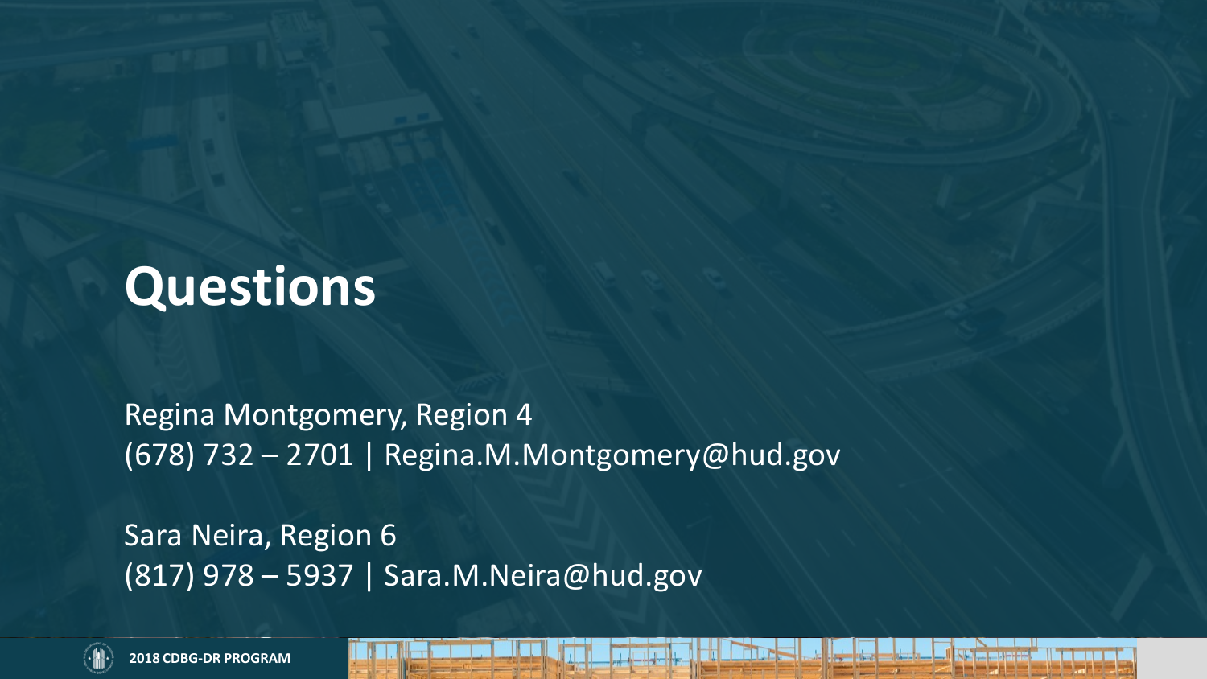# Questions

Regina Montgomery, Region 4
(678) 732 – 2701 | Regina.M.Montgomery@hud.gov

Sara Neira, Region 6
(817) 978 – 5937 | Sara.M.Neira@hud.gov